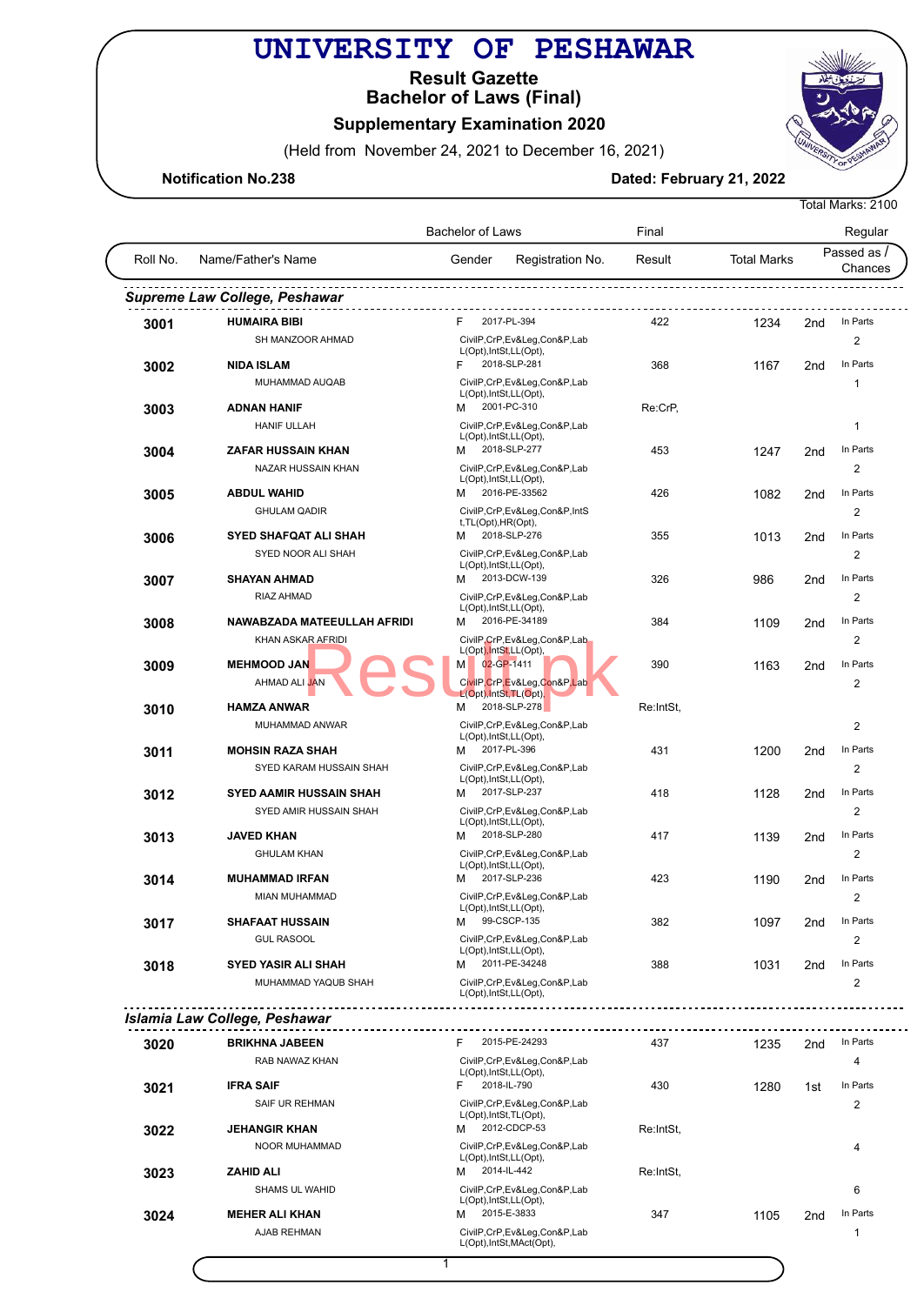# UNIVERSITY OF PESHAWAR

## Result Gazette
## Bachelor of Laws (Final)
### Supplementary Examination 2020

(Held from November 24, 2021 to December 16, 2021)

**Notification No.238** **Dated: February 21, 2022**

Total Marks: 2100

| Roll No. | Name/Father's Name | Gender | Registration No. | Final Result | Total Marks | | Passed as / Regular Chances |
|---|---|---|---|---|---|---|---|
| ***Supreme Law College, Peshawar*** | | | | | | | |
| **3001** | **HUMAIRA BIBI** / SH MANZOOR AHMAD | F | 2017-PL-394 / CivilP,CrP,Ev&Leg,Con&P,Lab L(Opt),IntSt,LL(Opt), | 422 | 1234 | 2nd | In Parts 2 |
| **3002** | **NIDA ISLAM** / MUHAMMAD AUQAB | F | 2018-SLP-281 / CivilP,CrP,Ev&Leg,Con&P,Lab L(Opt),IntSt,LL(Opt), | 368 | 1167 | 2nd | In Parts 1 |
| **3003** | **ADNAN HANIF** / HANIF ULLAH | M | 2001-PC-310 / CivilP,CrP,Ev&Leg,Con&P,Lab L(Opt),IntSt,LL(Opt), | Re:CrP, | | | 1 |
| **3004** | **ZAFAR HUSSAIN KHAN** / NAZAR HUSSAIN KHAN | M | 2018-SLP-277 / CivilP,CrP,Ev&Leg,Con&P,Lab L(Opt),IntSt,LL(Opt), | 453 | 1247 | 2nd | In Parts 2 |
| **3005** | **ABDUL WAHID** / GHULAM QADIR | M | 2016-PE-33562 / CivilP,CrP,Ev&Leg,Con&P,IntSt,TL(Opt),HR(Opt), | 426 | 1082 | 2nd | In Parts 2 |
| **3006** | **SYED SHAFQAT ALI SHAH** / SYED NOOR ALI SHAH | M | 2018-SLP-276 / CivilP,CrP,Ev&Leg,Con&P,Lab L(Opt),IntSt,LL(Opt), | 355 | 1013 | 2nd | In Parts 2 |
| **3007** | **SHAYAN AHMAD** / RIAZ AHMAD | M | 2013-DCW-139 / CivilP,CrP,Ev&Leg,Con&P,Lab L(Opt),IntSt,LL(Opt), | 326 | 986 | 2nd | In Parts 2 |
| **3008** | **NAWABZADA MATEEULLAH AFRIDI** / KHAN ASKAR AFRIDI | M | 2016-PE-34189 / CivilP,CrP,Ev&Leg,Con&P,Lab L(Opt),IntSt,LL(Opt), | 384 | 1109 | 2nd | In Parts 2 |
| **3009** | **MEHMOOD JAN** / AHMAD ALI JAN | M | 02-GP-1411 / CivilP,CrP,Ev&Leg,Con&P,Lab L(Opt),IntSt,TL(Opt), | 390 | 1163 | 2nd | In Parts 2 |
| **3010** | **HAMZA ANWAR** / MUHAMMAD ANWAR | M | 2018-SLP-278 / CivilP,CrP,Ev&Leg,Con&P,Lab L(Opt),IntSt,LL(Opt), | Re:IntSt, | | | 2 |
| **3011** | **MOHSIN RAZA SHAH** / SYED KARAM HUSSAIN SHAH | M | 2017-PL-396 / CivilP,CrP,Ev&Leg,Con&P,Lab L(Opt),IntSt,LL(Opt), | 431 | 1200 | 2nd | In Parts 2 |
| **3012** | **SYED AAMIR HUSSAIN SHAH** / SYED AMIR HUSSAIN SHAH | M | 2017-SLP-237 / CivilP,CrP,Ev&Leg,Con&P,Lab L(Opt),IntSt,LL(Opt), | 418 | 1128 | 2nd | In Parts 2 |
| **3013** | **JAVED KHAN** / GHULAM KHAN | M | 2018-SLP-280 / CivilP,CrP,Ev&Leg,Con&P,Lab L(Opt),IntSt,LL(Opt), | 417 | 1139 | 2nd | In Parts 2 |
| **3014** | **MUHAMMAD IRFAN** / MIAN MUHAMMAD | M | 2017-SLP-236 / CivilP,CrP,Ev&Leg,Con&P,Lab L(Opt),IntSt,LL(Opt), | 423 | 1190 | 2nd | In Parts 2 |
| **3017** | **SHAFAAT HUSSAIN** / GUL RASOOL | M | 99-CSCP-135 / CivilP,CrP,Ev&Leg,Con&P,Lab L(Opt),IntSt,LL(Opt), | 382 | 1097 | 2nd | In Parts 2 |
| **3018** | **SYED YASIR ALI SHAH** / MUHAMMAD YAQUB SHAH | M | 2011-PE-34248 / CivilP,CrP,Ev&Leg,Con&P,Lab L(Opt),IntSt,LL(Opt), | 388 | 1031 | 2nd | In Parts 2 |
| ***Islamia Law College, Peshawar*** | | | | | | | |
| **3020** | **BRIKHNA JABEEN** / RAB NAWAZ KHAN | F | 2015-PE-24293 / CivilP,CrP,Ev&Leg,Con&P,Lab L(Opt),IntSt,LL(Opt), | 437 | 1235 | 2nd | In Parts 4 |
| **3021** | **IFRA SAIF** / SAIF UR REHMAN | F | 2018-IL-790 / CivilP,CrP,Ev&Leg,Con&P,Lab L(Opt),IntSt,TL(Opt), | 430 | 1280 | 1st | In Parts 2 |
| **3022** | **JEHANGIR KHAN** / NOOR MUHAMMAD | M | 2012-CDCP-53 / CivilP,CrP,Ev&Leg,Con&P,Lab L(Opt),IntSt,LL(Opt), | Re:IntSt, | | | 4 |
| **3023** | **ZAHID ALI** / SHAMS UL WAHID | M | 2014-IL-442 / CivilP,CrP,Ev&Leg,Con&P,Lab L(Opt),IntSt,LL(Opt), | Re:IntSt, | | | 6 |
| **3024** | **MEHER ALI KHAN** / AJAB REHMAN | M | 2015-E-3833 / CivilP,CrP,Ev&Leg,Con&P,Lab L(Opt),IntSt,MAct(Opt), | 347 | 1105 | 2nd | In Parts 1 |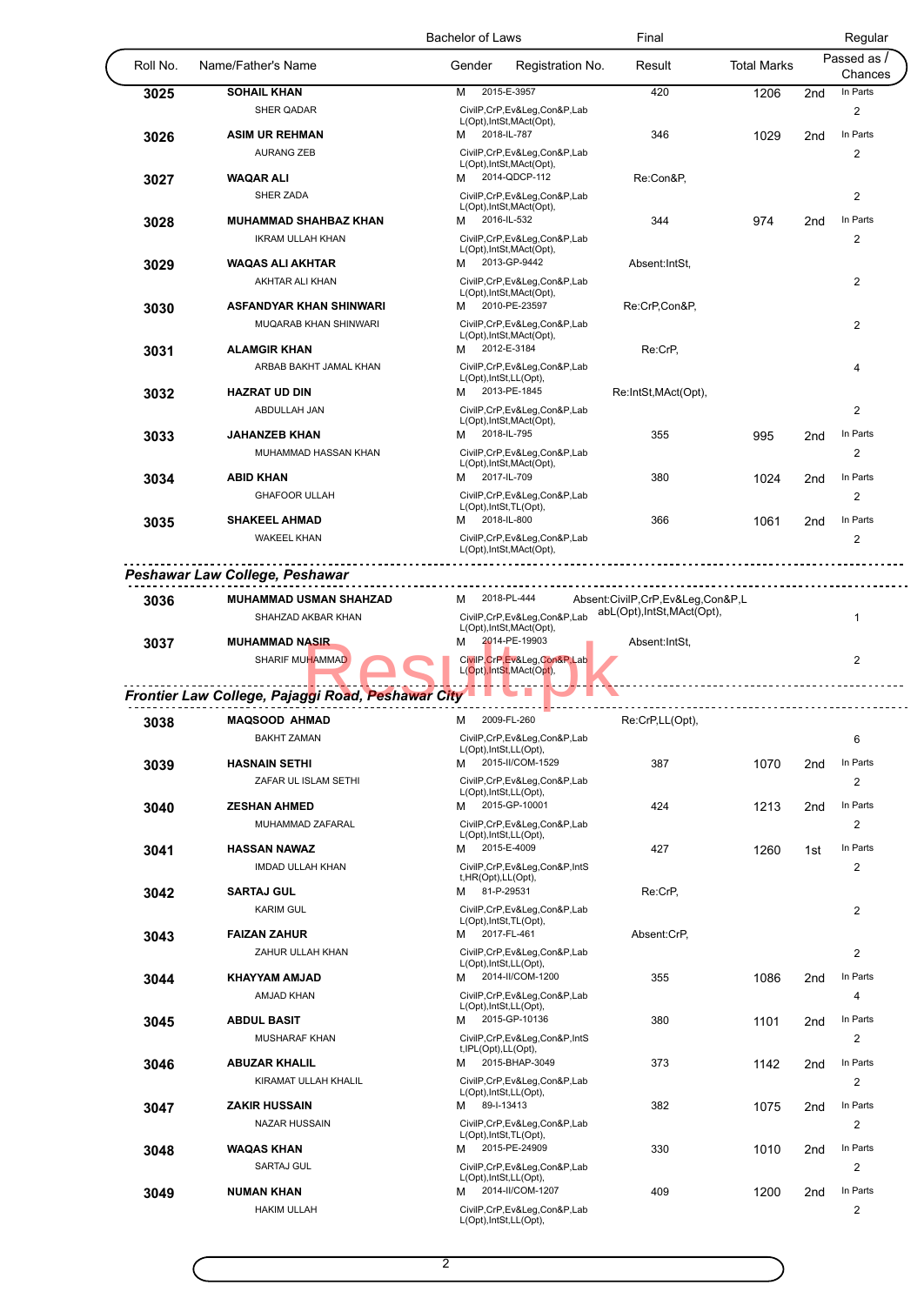| Roll No. | Name/Father's Name | Gender | Registration No. | Final Result | Total Marks | | Passed as / Chances |
|---|---|---|---|---|---|---|---|
| | | Bachelor of Laws | | Final | | | Regular |
| 3025 | SOHAIL KHAN / SHER QADAR | M | 2015-E-3957 / CivilP,CrP,Ev&Leg,Con&P,Lab L(Opt),IntSt,MAct(Opt), | 420 | 1206 | 2nd | In Parts 2 |
| 3026 | ASIM UR REHMAN / AURANG ZEB | M | 2018-IL-787 / CivilP,CrP,Ev&Leg,Con&P,Lab L(Opt),IntSt,MAct(Opt), | 346 | 1029 | 2nd | In Parts 2 |
| 3027 | WAQAR ALI / SHER ZADA | M | 2014-QDCP-112 / CivilP,CrP,Ev&Leg,Con&P,Lab L(Opt),IntSt,MAct(Opt), | Re:Con&P, | | | 2 |
| 3028 | MUHAMMAD SHAHBAZ KHAN / IKRAM ULLAH KHAN | M | 2016-IL-532 / CivilP,CrP,Ev&Leg,Con&P,Lab L(Opt),IntSt,MAct(Opt), | 344 | 974 | 2nd | In Parts 2 |
| 3029 | WAQAS ALI AKHTAR / AKHTAR ALI KHAN | M | 2013-GP-9442 / CivilP,CrP,Ev&Leg,Con&P,Lab L(Opt),IntSt,MAct(Opt), | Absent:IntSt, | | | 2 |
| 3030 | ASFANDYAR KHAN SHINWARI / MUQARAB KHAN SHINWARI | M | 2010-PE-23597 / CivilP,CrP,Ev&Leg,Con&P,Lab L(Opt),IntSt,MAct(Opt), | Re:CrP,Con&P, | | | 2 |
| 3031 | ALAMGIR KHAN / ARBAB BAKHT JAMAL KHAN | M | 2012-E-3184 / CivilP,CrP,Ev&Leg,Con&P,Lab L(Opt),IntSt,LL(Opt), | Re:CrP, | | | 4 |
| 3032 | HAZRAT UD DIN / ABDULLAH JAN | M | 2013-PE-1845 / CivilP,CrP,Ev&Leg,Con&P,Lab L(Opt),IntSt,MAct(Opt), | Re:IntSt,MAct(Opt), | | | 2 |
| 3033 | JAHANZEB KHAN / MUHAMMAD HASSAN KHAN | M | 2018-IL-795 / CivilP,CrP,Ev&Leg,Con&P,Lab L(Opt),IntSt,MAct(Opt), | 355 | 995 | 2nd | In Parts 2 |
| 3034 | ABID KHAN / GHAFOOR ULLAH | M | 2017-IL-709 / CivilP,CrP,Ev&Leg,Con&P,Lab L(Opt),IntSt,TL(Opt), | 380 | 1024 | 2nd | In Parts 2 |
| 3035 | SHAKEEL AHMAD / WAKEEL KHAN | M | 2018-IL-800 / CivilP,CrP,Ev&Leg,Con&P,Lab L(Opt),IntSt,MAct(Opt), | 366 | 1061 | 2nd | In Parts 2 |
| | *Peshawar Law College, Peshawar* | | | | | | |
| 3036 | MUHAMMAD USMAN SHAHZAD / SHAHZAD AKBAR KHAN | M | 2018-PL-444 / CivilP,CrP,Ev&Leg,Con&P,Lab L(Opt),IntSt,MAct(Opt), | Absent:CivilP,CrP,Ev&Leg,Con&P,LabL(Opt),IntSt,MAct(Opt), | | | 1 |
| 3037 | MUHAMMAD NASIR / SHARIF MUHAMMAD | M | 2014-PE-19903 / CivilP,CrP,Ev&Leg,Con&P,Lab L(Opt),IntSt,MAct(Opt), | Absent:IntSt, | | | 2 |
| | *Frontier Law College, Pajaggi Road, Peshawar City* | | | | | | |
| 3038 | MAQSOOD AHMAD / BAKHT ZAMAN | M | 2009-FL-260 / CivilP,CrP,Ev&Leg,Con&P,Lab L(Opt),IntSt,LL(Opt), | Re:CrP,LL(Opt), | | | 6 |
| 3039 | HASNAIN SETHI / ZAFAR UL ISLAM SETHI | M | 2015-II/COM-1529 / CivilP,CrP,Ev&Leg,Con&P,Lab L(Opt),IntSt,LL(Opt), | 387 | 1070 | 2nd | In Parts 2 |
| 3040 | ZESHAN AHMED / MUHAMMAD ZAFARAL | M | 2015-GP-10001 / CivilP,CrP,Ev&Leg,Con&P,Lab L(Opt),IntSt,LL(Opt), | 424 | 1213 | 2nd | In Parts 2 |
| 3041 | HASSAN NAWAZ / IMDAD ULLAH KHAN | M | 2015-E-4009 / CivilP,CrP,Ev&Leg,Con&P,IntSt,HR(Opt),LL(Opt), | 427 | 1260 | 1st | In Parts 2 |
| 3042 | SARTAJ GUL / KARIM GUL | M | 81-P-29531 / CivilP,CrP,Ev&Leg,Con&P,Lab L(Opt),IntSt,TL(Opt), | Re:CrP, | | | 2 |
| 3043 | FAIZAN ZAHUR / ZAHUR ULLAH KHAN | M | 2017-FL-461 / CivilP,CrP,Ev&Leg,Con&P,Lab L(Opt),IntSt,LL(Opt), | Absent:CrP, | | | 2 |
| 3044 | KHAYYAM AMJAD / AMJAD KHAN | M | 2014-II/COM-1200 / CivilP,CrP,Ev&Leg,Con&P,Lab L(Opt),IntSt,LL(Opt), | 355 | 1086 | 2nd | In Parts 4 |
| 3045 | ABDUL BASIT / MUSHARAF KHAN | M | 2015-GP-10136 / CivilP,CrP,Ev&Leg,Con&P,IntSt,IPL(Opt),LL(Opt), | 380 | 1101 | 2nd | In Parts 2 |
| 3046 | ABUZAR KHALIL / KIRAMAT ULLAH KHALIL | M | 2015-BHAP-3049 / CivilP,CrP,Ev&Leg,Con&P,Lab L(Opt),IntSt,LL(Opt), | 373 | 1142 | 2nd | In Parts 2 |
| 3047 | ZAKIR HUSSAIN / NAZAR HUSSAIN | M | 89-I-13413 / CivilP,CrP,Ev&Leg,Con&P,Lab L(Opt),IntSt,TL(Opt), | 382 | 1075 | 2nd | In Parts 2 |
| 3048 | WAQAS KHAN / SARTAJ GUL | M | 2015-PE-24909 / CivilP,CrP,Ev&Leg,Con&P,Lab L(Opt),IntSt,LL(Opt), | 330 | 1010 | 2nd | In Parts 2 |
| 3049 | NUMAN KHAN / HAKIM ULLAH | M | 2014-II/COM-1207 / CivilP,CrP,Ev&Leg,Con&P,Lab L(Opt),IntSt,LL(Opt), | 409 | 1200 | 2nd | In Parts 2 |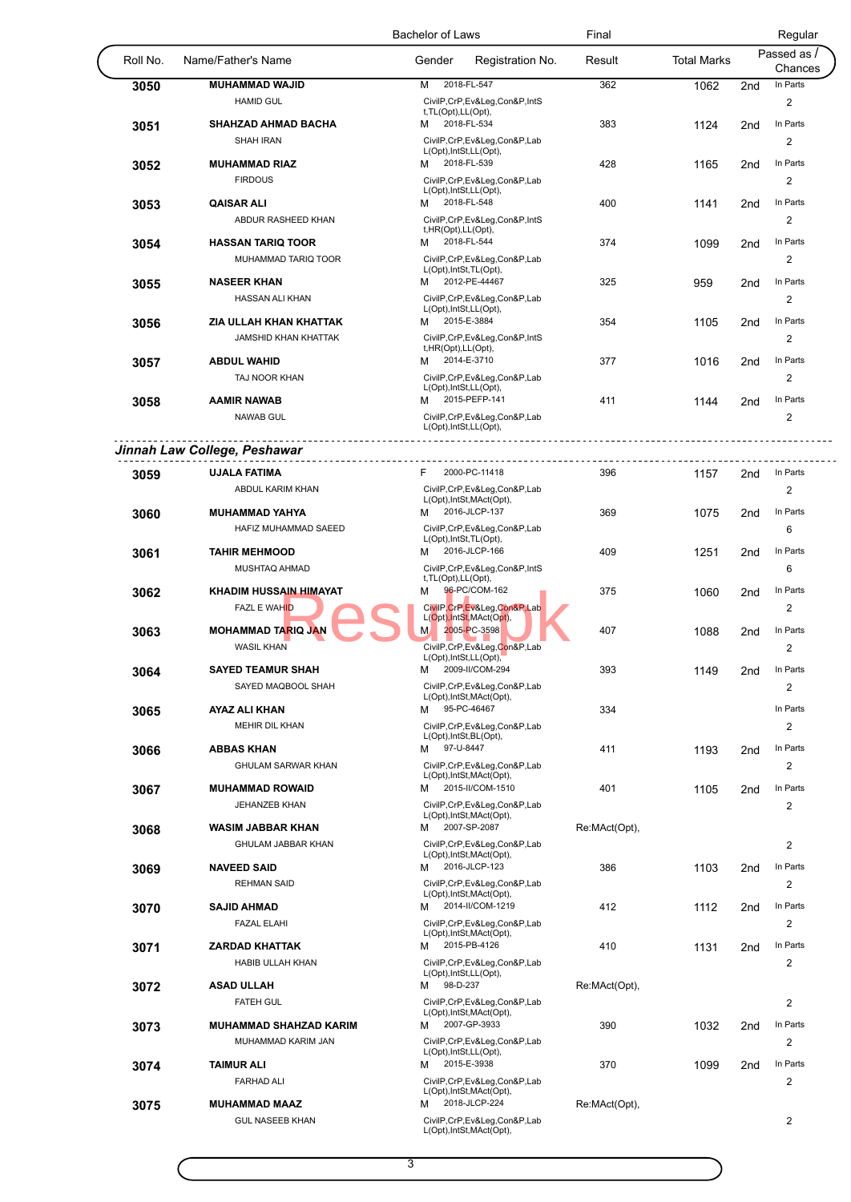| Roll No. | Name/Father's Name | Gender | Registration No. | Final Result | Total Marks | Passed as | Regular / Chances |
|---|---|---|---|---|---|---|---|
| 3050 | **MUHAMMAD WAJID**<br>HAMID GUL | M | 2018-FL-547<br>CivilP,CrP,Ev&Leg,Con&P,IntSt,TL(Opt),LL(Opt), | 362 | 1062 | 2nd | In Parts<br>2 |
| 3051 | **SHAHZAD AHMAD BACHA**<br>SHAH IRAN | M | 2018-FL-534<br>CivilP,CrP,Ev&Leg,Con&P,LabL(Opt),IntSt,LL(Opt), | 383 | 1124 | 2nd | In Parts<br>2 |
| 3052 | **MUHAMMAD RIAZ**<br>FIRDOUS | M | 2018-FL-539<br>CivilP,CrP,Ev&Leg,Con&P,LabL(Opt),IntSt,LL(Opt), | 428 | 1165 | 2nd | In Parts<br>2 |
| 3053 | **QAISAR ALI**<br>ABDUR RASHEED KHAN | M | 2018-FL-548<br>CivilP,CrP,Ev&Leg,Con&P,IntSt,HR(Opt),LL(Opt), | 400 | 1141 | 2nd | In Parts<br>2 |
| 3054 | **HASSAN TARIQ TOOR**<br>MUHAMMAD TARIQ TOOR | M | 2018-FL-544<br>CivilP,CrP,Ev&Leg,Con&P,LabL(Opt),IntSt,TL(Opt), | 374 | 1099 | 2nd | In Parts<br>2 |
| 3055 | **NASEER KHAN**<br>HASSAN ALI KHAN | M | 2012-PE-44467<br>CivilP,CrP,Ev&Leg,Con&P,LabL(Opt),IntSt,LL(Opt), | 325 | 959 | 2nd | In Parts<br>2 |
| 3056 | **ZIA ULLAH KHAN KHATTAK**<br>JAMSHID KHAN KHATTAK | M | 2015-E-3884<br>CivilP,CrP,Ev&Leg,Con&P,IntSt,HR(Opt),LL(Opt), | 354 | 1105 | 2nd | In Parts<br>2 |
| 3057 | **ABDUL WAHID**<br>TAJ NOOR KHAN | M | 2014-E-3710<br>CivilP,CrP,Ev&Leg,Con&P,LabL(Opt),IntSt,LL(Opt), | 377 | 1016 | 2nd | In Parts<br>2 |
| 3058 | **AAMIR NAWAB**<br>NAWAB GUL | M | 2015-PEFP-141<br>CivilP,CrP,Ev&Leg,Con&P,LabL(Opt),IntSt,LL(Opt), | 411 | 1144 | 2nd | In Parts<br>2 |

***Jinnah Law College, Peshawar***

| Roll No. | Name/Father's Name | Gender | Registration No. | Final Result | Total Marks | Passed as | Regular / Chances |
|---|---|---|---|---|---|---|---|
| 3059 | **UJALA FATIMA**<br>ABDUL KARIM KHAN | F | 2000-PC-11418<br>CivilP,CrP,Ev&Leg,Con&P,LabL(Opt),IntSt,MAct(Opt), | 396 | 1157 | 2nd | In Parts<br>2 |
| 3060 | **MUHAMMAD YAHYA**<br>HAFIZ MUHAMMAD SAEED | M | 2016-JLCP-137<br>CivilP,CrP,Ev&Leg,Con&P,LabL(Opt),IntSt,TL(Opt), | 369 | 1075 | 2nd | In Parts<br>6 |
| 3061 | **TAHIR MEHMOOD**<br>MUSHTAQ AHMAD | M | 2016-JLCP-166<br>CivilP,CrP,Ev&Leg,Con&P,IntSt,TL(Opt),LL(Opt), | 409 | 1251 | 2nd | In Parts<br>6 |
| 3062 | **KHADIM HUSSAIN HIMAYAT**<br>FAZL E WAHID | M | 96-PC/COM-162<br>CivilP,CrP,Ev&Leg,Con&P,LabL(Opt),IntSt,MAct(Opt), | 375 | 1060 | 2nd | In Parts<br>2 |
| 3063 | **MOHAMMAD TARIQ JAN**<br>WASIL KHAN | M | 2005-PC-3598<br>CivilP,CrP,Ev&Leg,Con&P,LabL(Opt),IntSt,LL(Opt), | 407 | 1088 | 2nd | In Parts<br>2 |
| 3064 | **SAYED TEAMUR SHAH**<br>SAYED MAQBOOL SHAH | M | 2009-II/COM-294<br>CivilP,CrP,Ev&Leg,Con&P,LabL(Opt),IntSt,MAct(Opt), | 393 | 1149 | 2nd | In Parts<br>2 |
| 3065 | **AYAZ ALI KHAN**<br>MEHIR DIL KHAN | M | 95-PC-46467<br>CivilP,CrP,Ev&Leg,Con&P,LabL(Opt),IntSt,BL(Opt), | 334 | | | In Parts<br>2 |
| 3066 | **ABBAS KHAN**<br>GHULAM SARWAR KHAN | M | 97-U-8447<br>CivilP,CrP,Ev&Leg,Con&P,LabL(Opt),IntSt,MAct(Opt), | 411 | 1193 | 2nd | In Parts<br>2 |
| 3067 | **MUHAMMAD ROWAID**<br>JEHANZEB KHAN | M | 2015-II/COM-1510<br>CivilP,CrP,Ev&Leg,Con&P,LabL(Opt),IntSt,MAct(Opt), | 401 | 1105 | 2nd | In Parts<br>2 |
| 3068 | **WASIM JABBAR KHAN**<br>GHULAM JABBAR KHAN | M | 2007-SP-2087<br>CivilP,CrP,Ev&Leg,Con&P,LabL(Opt),IntSt,MAct(Opt), | Re:MAct(Opt), | | | 2 |
| 3069 | **NAVEED SAID**<br>REHMAN SAID | M | 2016-JLCP-123<br>CivilP,CrP,Ev&Leg,Con&P,LabL(Opt),IntSt,MAct(Opt), | 386 | 1103 | 2nd | In Parts<br>2 |
| 3070 | **SAJID AHMAD**<br>FAZAL ELAHI | M | 2014-II/COM-1219<br>CivilP,CrP,Ev&Leg,Con&P,LabL(Opt),IntSt,MAct(Opt), | 412 | 1112 | 2nd | In Parts<br>2 |
| 3071 | **ZARDAD KHATTAK**<br>HABIB ULLAH KHAN | M | 2015-PB-4126<br>CivilP,CrP,Ev&Leg,Con&P,LabL(Opt),IntSt,LL(Opt), | 410 | 1131 | 2nd | In Parts<br>2 |
| 3072 | **ASAD ULLAH**<br>FATEH GUL | M | 98-D-237<br>CivilP,CrP,Ev&Leg,Con&P,LabL(Opt),IntSt,MAct(Opt), | Re:MAct(Opt), | | | 2 |
| 3073 | **MUHAMMAD SHAHZAD KARIM**<br>MUHAMMAD KARIM JAN | M | 2007-GP-3933<br>CivilP,CrP,Ev&Leg,Con&P,LabL(Opt),IntSt,LL(Opt), | 390 | 1032 | 2nd | In Parts<br>2 |
| 3074 | **TAIMUR ALI**<br>FARHAD ALI | M | 2015-E-3938<br>CivilP,CrP,Ev&Leg,Con&P,LabL(Opt),IntSt,MAct(Opt), | 370 | 1099 | 2nd | In Parts<br>2 |
| 3075 | **MUHAMMAD MAAZ**<br>GUL NASEEB KHAN | M | 2018-JLCP-224<br>CivilP,CrP,Ev&Leg,Con&P,LabL(Opt),IntSt,MAct(Opt), | Re:MAct(Opt), | | | 2 |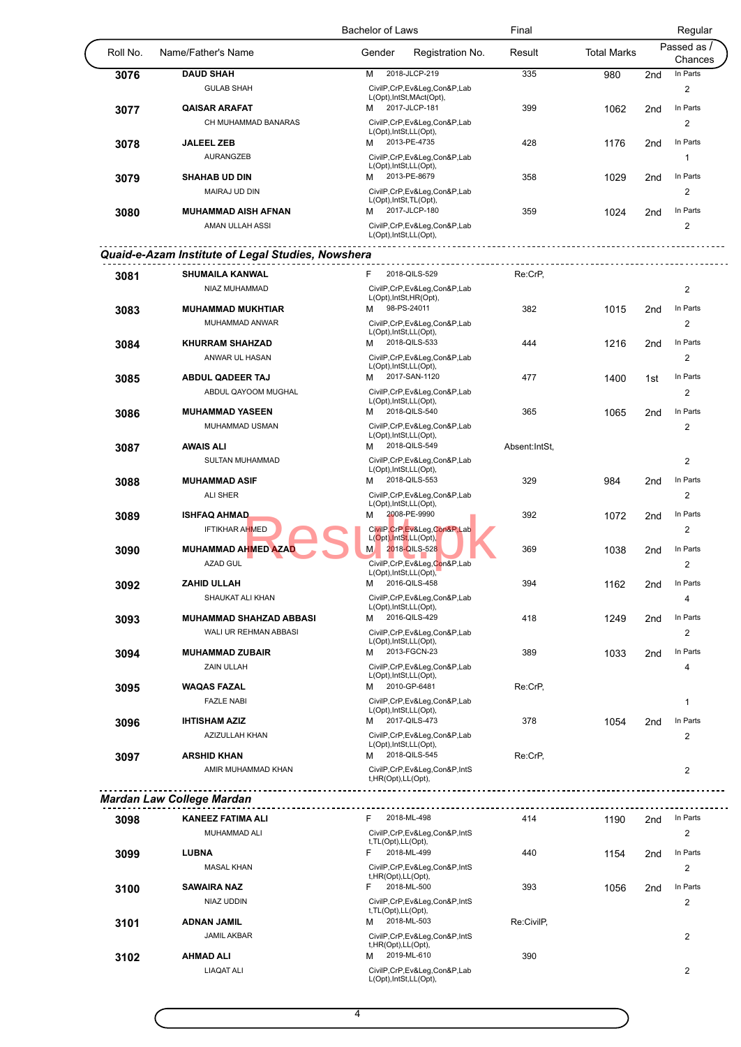| Roll No. | Name/Father's Name | Gender | Registration No. | Final Result | Total Marks | | Regular Passed as / Chances |
|---|---|---|---|---|---|---|---|
| 3076 | DAUD SHAH<br>GULAB SHAH | M | 2018-JLCP-219<br>CivilP,CrP,Ev&Leg,Con&P,Lab L(Opt),IntSt,MAct(Opt), | 335 | 980 | 2nd | In Parts<br>2 |
| 3077 | QAISAR ARAFAT<br>CH MUHAMMAD BANARAS | M | 2017-JLCP-181<br>CivilP,CrP,Ev&Leg,Con&P,Lab L(Opt),IntSt,LL(Opt), | 399 | 1062 | 2nd | In Parts<br>2 |
| 3078 | JALEEL ZEB<br>AURANGZEB | M | 2013-PE-4735<br>CivilP,CrP,Ev&Leg,Con&P,Lab L(Opt),IntSt,LL(Opt), | 428 | 1176 | 2nd | In Parts<br>1 |
| 3079 | SHAHAB UD DIN<br>MAIRAJ UD DIN | M | 2013-PE-8679<br>CivilP,CrP,Ev&Leg,Con&P,Lab L(Opt),IntSt,TL(Opt), | 358 | 1029 | 2nd | In Parts<br>2 |
| 3080 | MUHAMMAD AISH AFNAN<br>AMAN ULLAH ASSI | M | 2017-JLCP-180<br>CivilP,CrP,Ev&Leg,Con&P,Lab L(Opt),IntSt,LL(Opt), | 359 | 1024 | 2nd | In Parts<br>2 |

***Quaid-e-Azam Institute of Legal Studies, Nowshera***

| Roll No. | Name/Father's Name | Gender | Registration No. | Final Result | Total Marks | | Regular Passed as / Chances |
|---|---|---|---|---|---|---|---|
| 3081 | SHUMAILA KANWAL<br>NIAZ MUHAMMAD | F | 2018-QILS-529<br>CivilP,CrP,Ev&Leg,Con&P,Lab L(Opt),IntSt,HR(Opt), | Re:CrP, | | | 2 |
| 3083 | MUHAMMAD MUKHTIAR<br>MUHAMMAD ANWAR | M | 98-PS-24011<br>CivilP,CrP,Ev&Leg,Con&P,Lab L(Opt),IntSt,LL(Opt), | 382 | 1015 | 2nd | In Parts<br>2 |
| 3084 | KHURRAM SHAHZAD<br>ANWAR UL HASAN | M | 2018-QILS-533<br>CivilP,CrP,Ev&Leg,Con&P,Lab L(Opt),IntSt,LL(Opt), | 444 | 1216 | 2nd | In Parts<br>2 |
| 3085 | ABDUL QADEER TAJ<br>ABDUL QAYOOM MUGHAL | M | 2017-SAN-1120<br>CivilP,CrP,Ev&Leg,Con&P,Lab L(Opt),IntSt,LL(Opt), | 477 | 1400 | 1st | In Parts<br>2 |
| 3086 | MUHAMMAD YASEEN<br>MUHAMMAD USMAN | M | 2018-QILS-540<br>CivilP,CrP,Ev&Leg,Con&P,Lab L(Opt),IntSt,LL(Opt), | 365 | 1065 | 2nd | In Parts<br>2 |
| 3087 | AWAIS ALI<br>SULTAN MUHAMMAD | M | 2018-QILS-549<br>CivilP,CrP,Ev&Leg,Con&P,Lab L(Opt),IntSt,LL(Opt), | Absent:IntSt, | | | 2 |
| 3088 | MUHAMMAD ASIF<br>ALI SHER | M | 2018-QILS-553<br>CivilP,CrP,Ev&Leg,Con&P,Lab L(Opt),IntSt,LL(Opt), | 329 | 984 | 2nd | In Parts<br>2 |
| 3089 | ISHFAQ AHMAD<br>IFTIKHAR AHMED | M | 2008-PE-9990<br>CivilP,CrP,Ev&Leg,Con&P,Lab L(Opt),IntSt,LL(Opt), | 392 | 1072 | 2nd | In Parts<br>2 |
| 3090 | MUHAMMAD AHMED AZAD<br>AZAD GUL | M | 2018-QILS-528<br>CivilP,CrP,Ev&Leg,Con&P,Lab L(Opt),IntSt,LL(Opt), | 369 | 1038 | 2nd | In Parts<br>2 |
| 3092 | ZAHID ULLAH<br>SHAUKAT ALI KHAN | M | 2016-QILS-458<br>CivilP,CrP,Ev&Leg,Con&P,Lab L(Opt),IntSt,LL(Opt), | 394 | 1162 | 2nd | In Parts<br>4 |
| 3093 | MUHAMMAD SHAHZAD ABBASI<br>WALI UR REHMAN ABBASI | M | 2016-QILS-429<br>CivilP,CrP,Ev&Leg,Con&P,Lab L(Opt),IntSt,LL(Opt), | 418 | 1249 | 2nd | In Parts<br>2 |
| 3094 | MUHAMMAD ZUBAIR<br>ZAIN ULLAH | M | 2013-FGCN-23<br>CivilP,CrP,Ev&Leg,Con&P,Lab L(Opt),IntSt,LL(Opt), | 389 | 1033 | 2nd | In Parts<br>4 |
| 3095 | WAQAS FAZAL<br>FAZLE NABI | M | 2010-GP-6481<br>CivilP,CrP,Ev&Leg,Con&P,Lab L(Opt),IntSt,LL(Opt), | Re:CrP, | | | 1 |
| 3096 | IHTISHAM AZIZ<br>AZIZULLAH KHAN | M | 2017-QILS-473<br>CivilP,CrP,Ev&Leg,Con&P,Lab L(Opt),IntSt,LL(Opt), | 378 | 1054 | 2nd | In Parts<br>2 |
| 3097 | ARSHID KHAN<br>AMIR MUHAMMAD KHAN | M | 2018-QILS-545<br>CivilP,CrP,Ev&Leg,Con&P,IntSt,HR(Opt),LL(Opt), | Re:CrP, | | | 2 |

***Mardan Law College Mardan***

| Roll No. | Name/Father's Name | Gender | Registration No. | Final Result | Total Marks | | Regular Passed as / Chances |
|---|---|---|---|---|---|---|---|
| 3098 | KANEEZ FATIMA ALI<br>MUHAMMAD ALI | F | 2018-ML-498<br>CivilP,CrP,Ev&Leg,Con&P,IntSt,TL(Opt),LL(Opt), | 414 | 1190 | 2nd | In Parts<br>2 |
| 3099 | LUBNA<br>MASAL KHAN | F | 2018-ML-499<br>CivilP,CrP,Ev&Leg,Con&P,IntSt,HR(Opt),LL(Opt), | 440 | 1154 | 2nd | In Parts<br>2 |
| 3100 | SAWAIRA NAZ<br>NIAZ UDDIN | F | 2018-ML-500<br>CivilP,CrP,Ev&Leg,Con&P,IntSt,TL(Opt),LL(Opt), | 393 | 1056 | 2nd | In Parts<br>2 |
| 3101 | ADNAN JAMIL<br>JAMIL AKBAR | M | 2018-ML-503<br>CivilP,CrP,Ev&Leg,Con&P,IntSt,HR(Opt),LL(Opt), | Re:CivilP, | | | 2 |
| 3102 | AHMAD ALI<br>LIAQAT ALI | M | 2019-ML-610<br>CivilP,CrP,Ev&Leg,Con&P,Lab L(Opt),IntSt,LL(Opt), | 390 | | | 2 |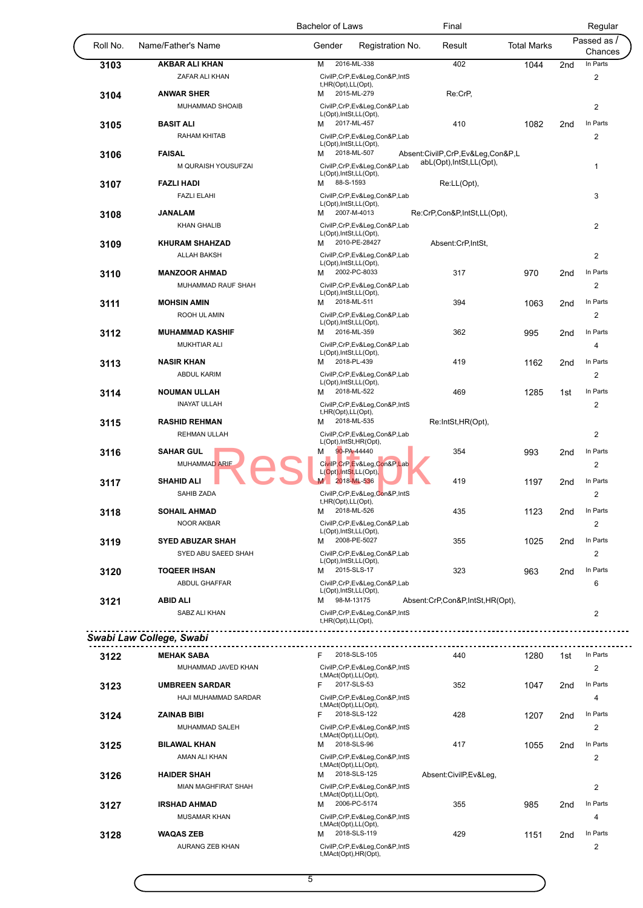| | | Bachelor of Laws | | Final | | | Regular |
|---|---|---|---|---|---|---|---|
| Roll No. | Name/Father's Name | Gender | Registration No. | Result | Total Marks | | Passed as / Chances |
| 3103 | AKBAR ALI KHAN<br>ZAFAR ALI KHAN | M | 2016-ML-338<br>CivilP,CrP,Ev&Leg,Con&P,IntSt,HR(Opt),LL(Opt), | 402 | 1044 | 2nd | In Parts<br>2 |
| 3104 | ANWAR SHER<br>MUHAMMAD SHOAIB | M | 2015-ML-279<br>CivilP,CrP,Ev&Leg,Con&P,LabL(Opt),IntSt,LL(Opt), | Re:CrP, | | | 2 |
| 3105 | BASIT ALI<br>RAHAM KHITAB | M | 2017-ML-457<br>CivilP,CrP,Ev&Leg,Con&P,LabL(Opt),IntSt,LL(Opt), | 410 | 1082 | 2nd | In Parts<br>2 |
| 3106 | FAISAL<br>M QURAISH YOUSUFZAI | M | 2018-ML-507<br>CivilP,CrP,Ev&Leg,Con&P,LabL(Opt),IntSt,LL(Opt), | Absent:CivilP,CrP,Ev&Leg,Con&P,LabL(Opt),IntSt,LL(Opt), | | | 1 |
| 3107 | FAZLI HADI<br>FAZLI ELAHI | M | 88-S-1593<br>CivilP,CrP,Ev&Leg,Con&P,LabL(Opt),IntSt,LL(Opt), | Re:LL(Opt), | | | 3 |
| 3108 | JANALAM<br>KHAN GHALIB | M | 2007-M-4013<br>CivilP,CrP,Ev&Leg,Con&P,LabL(Opt),IntSt,LL(Opt), | Re:CrP,Con&P,IntSt,LL(Opt), | | | 2 |
| 3109 | KHURAM SHAHZAD<br>ALLAH BAKSH | M | 2010-PE-28427<br>CivilP,CrP,Ev&Leg,Con&P,LabL(Opt),IntSt,LL(Opt), | Absent:CrP,IntSt, | | | 2 |
| 3110 | MANZOOR AHMAD<br>MUHAMMAD RAUF SHAH | M | 2002-PC-8033<br>CivilP,CrP,Ev&Leg,Con&P,LabL(Opt),IntSt,LL(Opt), | 317 | 970 | 2nd | In Parts<br>2 |
| 3111 | MOHSIN AMIN<br>ROOH UL AMIN | M | 2018-ML-511<br>CivilP,CrP,Ev&Leg,Con&P,LabL(Opt),IntSt,LL(Opt), | 394 | 1063 | 2nd | In Parts<br>2 |
| 3112 | MUHAMMAD KASHIF<br>MUKHTIAR ALI | M | 2016-ML-359<br>CivilP,CrP,Ev&Leg,Con&P,LabL(Opt),IntSt,LL(Opt), | 362 | 995 | 2nd | In Parts<br>4 |
| 3113 | NASIR KHAN<br>ABDUL KARIM | M | 2018-PL-439<br>CivilP,CrP,Ev&Leg,Con&P,LabL(Opt),IntSt,LL(Opt), | 419 | 1162 | 2nd | In Parts<br>2 |
| 3114 | NOUMAN ULLAH<br>INAYAT ULLAH | M | 2018-ML-522<br>CivilP,CrP,Ev&Leg,Con&P,IntSt,HR(Opt),LL(Opt), | 469 | 1285 | 1st | In Parts<br>2 |
| 3115 | RASHID REHMAN<br>REHMAN ULLAH | M | 2018-ML-535<br>CivilP,CrP,Ev&Leg,Con&P,LabL(Opt),IntSt,HR(Opt), | Re:IntSt,HR(Opt), | | | 2 |
| 3116 | SAHAR GUL<br>MUHAMMAD ARIF | M | 90-PA-44440<br>CivilP,CrP,Ev&Leg,Con&P,LabL(Opt),IntSt,LL(Opt), | 354 | 993 | 2nd | In Parts<br>2 |
| 3117 | SHAHID ALI<br>SAHIB ZADA | M | 2018-ML-536<br>CivilP,CrP,Ev&Leg,Con&P,IntSt,HR(Opt),LL(Opt), | 419 | 1197 | 2nd | In Parts<br>2 |
| 3118 | SOHAIL AHMAD<br>NOOR AKBAR | M | 2018-ML-526<br>CivilP,CrP,Ev&Leg,Con&P,LabL(Opt),IntSt,LL(Opt), | 435 | 1123 | 2nd | In Parts<br>2 |
| 3119 | SYED ABUZAR SHAH<br>SYED ABU SAEED SHAH | M | 2008-PE-5027<br>CivilP,CrP,Ev&Leg,Con&P,LabL(Opt),IntSt,LL(Opt), | 355 | 1025 | 2nd | In Parts<br>2 |
| 3120 | TOQEER IHSAN<br>ABDUL GHAFFAR | M | 2015-SLS-17<br>CivilP,CrP,Ev&Leg,Con&P,LabL(Opt),IntSt,LL(Opt), | 323 | 963 | 2nd | In Parts<br>6 |
| 3121 | ABID ALI<br>SABZ ALI KHAN | M | 98-M-13175<br>CivilP,CrP,Ev&Leg,Con&P,IntSt,HR(Opt),LL(Opt), | Absent:CrP,Con&P,IntSt,HR(Opt), | | | 2 |

*Swabi Law College, Swabi*

| Roll No. | Name/Father's Name | Gender | Registration No. | Result | Total Marks | | Passed as / Chances |
|---|---|---|---|---|---|---|---|
| 3122 | MEHAK SABA<br>MUHAMMAD JAVED KHAN | F | 2018-SLS-105<br>CivilP,CrP,Ev&Leg,Con&P,IntSt,MAct(Opt),LL(Opt), | 440 | 1280 | 1st | In Parts<br>2 |
| 3123 | UMBREEN SARDAR<br>HAJI MUHAMMAD SARDAR | F | 2017-SLS-53<br>CivilP,CrP,Ev&Leg,Con&P,IntSt,MAct(Opt),LL(Opt), | 352 | 1047 | 2nd | In Parts<br>4 |
| 3124 | ZAINAB BIBI<br>MUHAMMAD SALEH | F | 2018-SLS-122<br>CivilP,CrP,Ev&Leg,Con&P,IntSt,MAct(Opt),LL(Opt), | 428 | 1207 | 2nd | In Parts<br>2 |
| 3125 | BILAWAL KHAN<br>AMAN ALI KHAN | M | 2018-SLS-96<br>CivilP,CrP,Ev&Leg,Con&P,IntSt,MAct(Opt),LL(Opt), | 417 | 1055 | 2nd | In Parts<br>2 |
| 3126 | HAIDER SHAH<br>MIAN MAGHFIRAT SHAH | M | 2018-SLS-125<br>CivilP,CrP,Ev&Leg,Con&P,IntSt,MAct(Opt),LL(Opt), | Absent:CivilP,Ev&Leg, | | | 2 |
| 3127 | IRSHAD AHMAD<br>MUSAMAR KHAN | M | 2006-PC-5174<br>CivilP,CrP,Ev&Leg,Con&P,IntSt,MAct(Opt),LL(Opt), | 355 | 985 | 2nd | In Parts<br>4 |
| 3128 | WAQAS ZEB<br>AURANG ZEB KHAN | M | 2018-SLS-119<br>CivilP,CrP,Ev&Leg,Con&P,IntSt,MAct(Opt),HR(Opt), | 429 | 1151 | 2nd | In Parts<br>2 |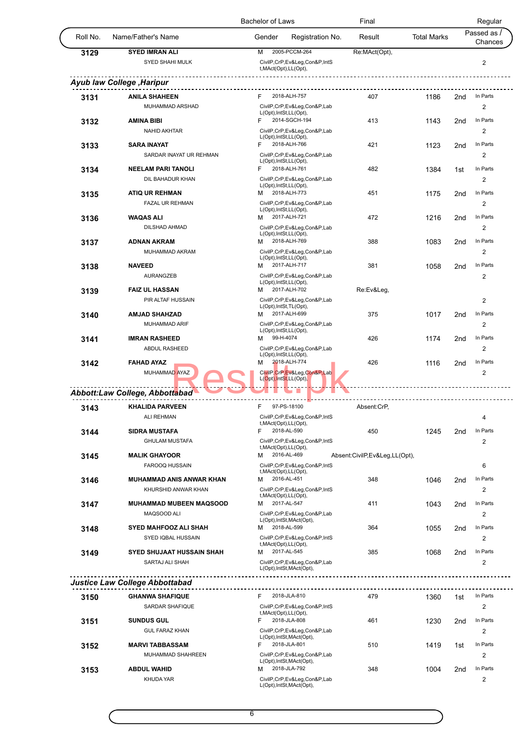| | Bachelor of Laws | | | Final | | | Regular |
|---|---|---|---|---|---|---|---|
| Roll No. | Name/Father's Name | Gender | Registration No. | Result | Total Marks | | Passed as / Chances |
| 3129 | SYED IMRAN ALI<br>SYED SHAHI MULK | M | 2005-PCCM-264<br>CivilP,CrP,Ev&Leg,Con&P,IntSt,MAct(Opt),LL(Opt), | Re:MAct(Opt), | | | 2 |

### Ayub law College ,Haripur

| Roll No. | Name/Father's Name | Gender | Registration No. | Result | Total Marks | | Passed as / Chances |
|---|---|---|---|---|---|---|---|
| 3131 | ANILA SHAHEEN<br>MUHAMMAD ARSHAD | F | 2018-ALH-757<br>CivilP,CrP,Ev&Leg,Con&P,LabL(Opt),IntSt,LL(Opt), | 407 | 1186 | 2nd | In Parts<br>2 |
| 3132 | AMINA BIBI<br>NAHID AKHTAR | F | 2014-SGCH-194<br>CivilP,CrP,Ev&Leg,Con&P,LabL(Opt),IntSt,LL(Opt), | 413 | 1143 | 2nd | In Parts<br>2 |
| 3133 | SARA INAYAT<br>SARDAR INAYAT UR REHMAN | F | 2018-ALH-766<br>CivilP,CrP,Ev&Leg,Con&P,LabL(Opt),IntSt,LL(Opt), | 421 | 1123 | 2nd | In Parts<br>2 |
| 3134 | NEELAM PARI TANOLI<br>DIL BAHADUR KHAN | F | 2018-ALH-761<br>CivilP,CrP,Ev&Leg,Con&P,LabL(Opt),IntSt,LL(Opt), | 482 | 1384 | 1st | In Parts<br>2 |
| 3135 | ATIQ UR REHMAN<br>FAZAL UR REHMAN | M | 2018-ALH-773<br>CivilP,CrP,Ev&Leg,Con&P,LabL(Opt),IntSt,LL(Opt), | 451 | 1175 | 2nd | In Parts<br>2 |
| 3136 | WAQAS ALI<br>DILSHAD AHMAD | M | 2017-ALH-721<br>CivilP,CrP,Ev&Leg,Con&P,LabL(Opt),IntSt,LL(Opt), | 472 | 1216 | 2nd | In Parts<br>2 |
| 3137 | ADNAN AKRAM<br>MUHAMMAD AKRAM | M | 2018-ALH-769<br>CivilP,CrP,Ev&Leg,Con&P,LabL(Opt),IntSt,LL(Opt), | 388 | 1083 | 2nd | In Parts<br>2 |
| 3138 | NAVEED<br>AURANGZEB | M | 2017-ALH-717<br>CivilP,CrP,Ev&Leg,Con&P,LabL(Opt),IntSt,LL(Opt), | 381 | 1058 | 2nd | In Parts<br>2 |
| 3139 | FAIZ UL HASSAN<br>PIR ALTAF HUSSAIN | M | 2017-ALH-702<br>CivilP,CrP,Ev&Leg,Con&P,LabL(Opt),IntSt,TL(Opt), | Re:Ev&Leg, | | | 2 |
| 3140 | AMJAD SHAHZAD<br>MUHAMMAD ARIF | M | 2017-ALH-699<br>CivilP,CrP,Ev&Leg,Con&P,LabL(Opt),IntSt,LL(Opt), | 375 | 1017 | 2nd | In Parts<br>2 |
| 3141 | IMRAN RASHEED<br>ABDUL RASHEED | M | 99-H-4074<br>CivilP,CrP,Ev&Leg,Con&P,LabL(Opt),IntSt,LL(Opt), | 426 | 1174 | 2nd | In Parts<br>2 |
| 3142 | FAHAD AYAZ<br>MUHAMMAD AYAZ | M | 2018-ALH-774<br>CivilP,CrP,Ev&Leg,Con&P,LabL(Opt),IntSt,LL(Opt), | 426 | 1116 | 2nd | In Parts<br>2 |

### Abbott:Law College, Abbottabad

| Roll No. | Name/Father's Name | Gender | Registration No. | Result | Total Marks | | Passed as / Chances |
|---|---|---|---|---|---|---|---|
| 3143 | KHALIDA PARVEEN<br>ALI REHMAN | F | 97-PS-18100<br>CivilP,CrP,Ev&Leg,Con&P,IntSt,MAct(Opt),LL(Opt), | Absent:CrP, | | | 4 |
| 3144 | SIDRA MUSTAFA<br>GHULAM MUSTAFA | F | 2018-AL-590<br>CivilP,CrP,Ev&Leg,Con&P,IntSt,MAct(Opt),LL(Opt), | 450 | 1245 | 2nd | In Parts<br>2 |
| 3145 | MALIK GHAYOOR<br>FAROOQ HUSSAIN | M | 2016-AL-469<br>CivilP,CrP,Ev&Leg,Con&P,IntSt,MAct(Opt),LL(Opt), | Absent:CivilP,Ev&Leg,LL(Opt), | | | 6 |
| 3146 | MUHAMMAD ANIS ANWAR KHAN<br>KHURSHID ANWAR KHAN | M | 2016-AL-451<br>CivilP,CrP,Ev&Leg,Con&P,IntSt,MAct(Opt),LL(Opt), | 348 | 1046 | 2nd | In Parts<br>2 |
| 3147 | MUHAMMAD MUBEEN MAQSOOD<br>MAQSOOD ALI | M | 2017-AL-547<br>CivilP,CrP,Ev&Leg,Con&P,LabL(Opt),IntSt,MAct(Opt), | 411 | 1043 | 2nd | In Parts<br>2 |
| 3148 | SYED MAHFOOZ ALI SHAH<br>SYED IQBAL HUSSAIN | M | 2018-AL-599<br>CivilP,CrP,Ev&Leg,Con&P,IntSt,MAct(Opt),LL(Opt), | 364 | 1055 | 2nd | In Parts<br>2 |
| 3149 | SYED SHUJAAT HUSSAIN SHAH<br>SARTAJ ALI SHAH | M | 2017-AL-545<br>CivilP,CrP,Ev&Leg,Con&P,LabL(Opt),IntSt,MAct(Opt), | 385 | 1068 | 2nd | In Parts<br>2 |

### Justice Law College Abbottabad

| Roll No. | Name/Father's Name | Gender | Registration No. | Result | Total Marks | | Passed as / Chances |
|---|---|---|---|---|---|---|---|
| 3150 | GHANWA SHAFIQUE<br>SARDAR SHAFIQUE | F | 2018-JLA-810<br>CivilP,CrP,Ev&Leg,Con&P,IntSt,MAct(Opt),LL(Opt), | 479 | 1360 | 1st | In Parts<br>2 |
| 3151 | SUNDUS GUL<br>GUL FARAZ KHAN | F | 2018-JLA-808<br>CivilP,CrP,Ev&Leg,Con&P,LabL(Opt),IntSt,MAct(Opt), | 461 | 1230 | 2nd | In Parts<br>2 |
| 3152 | MARVI TABBASSAM<br>MUHAMMAD SHAHREEN | F | 2018-JLA-801<br>CivilP,CrP,Ev&Leg,Con&P,LabL(Opt),IntSt,MAct(Opt), | 510 | 1419 | 1st | In Parts<br>2 |
| 3153 | ABDUL WAHID<br>KHUDA YAR | M | 2018-JLA-792<br>CivilP,CrP,Ev&Leg,Con&P,LabL(Opt),IntSt,MAct(Opt), | 348 | 1004 | 2nd | In Parts<br>2 |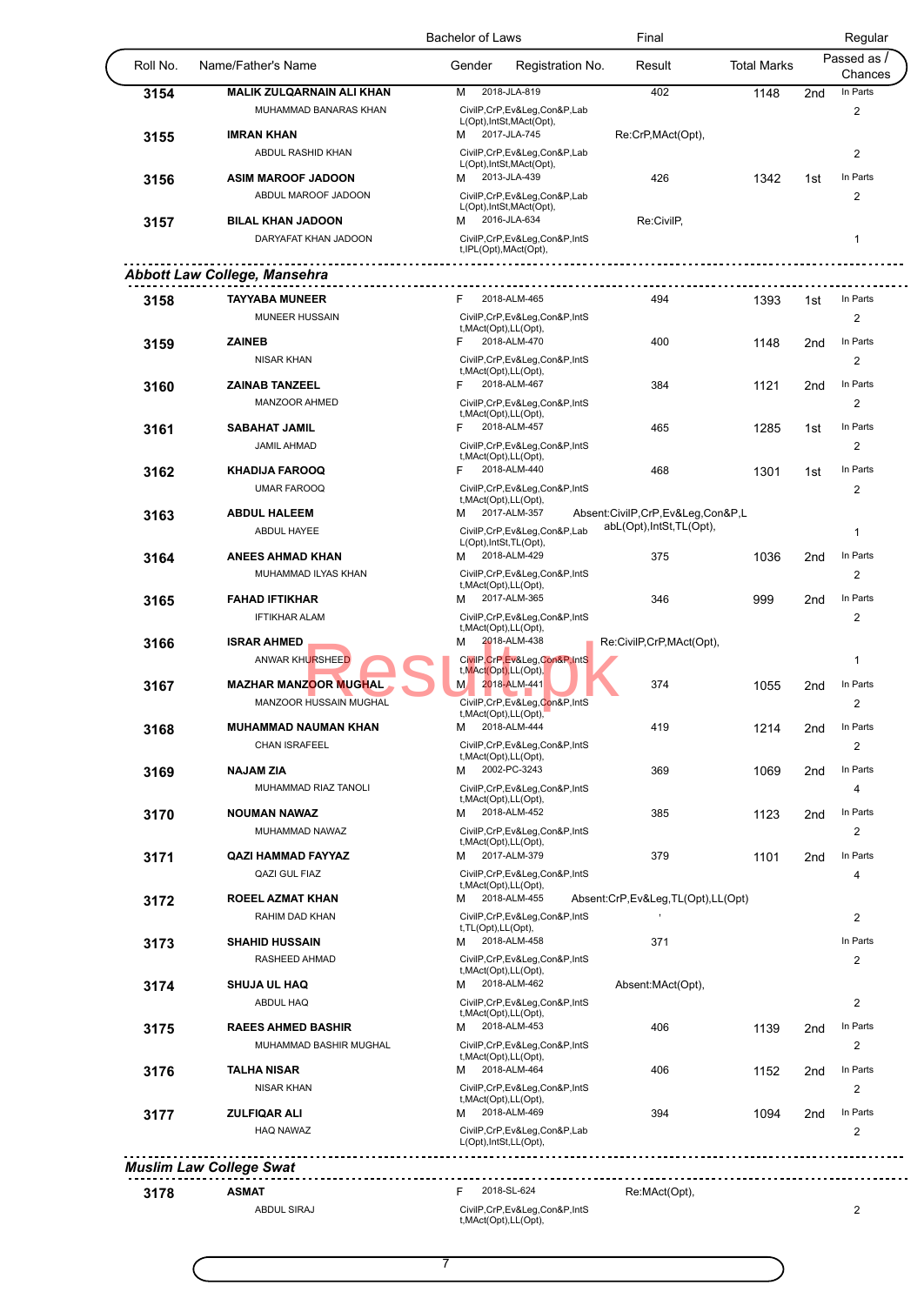| Roll No. | Name/Father's Name | Gender | Registration No. | Final Result | Total Marks | | Regular Passed as / Chances |
|---|---|---|---|---|---|---|---|
| 3154 | **MALIK ZULQARNAIN ALI KHAN** | M | 2018-JLA-819 | 402 | 1148 | 2nd | In Parts |
| | MUHAMMAD BANARAS KHAN | | CivilP,CrP,Ev&Leg,Con&P,Lab L(Opt),IntSt,MAct(Opt), | | | | 2 |
| 3155 | **IMRAN KHAN** | M | 2017-JLA-745 | Re:CrP,MAct(Opt), | | | |
| | ABDUL RASHID KHAN | | CivilP,CrP,Ev&Leg,Con&P,Lab L(Opt),IntSt,MAct(Opt), | | | | 2 |
| 3156 | **ASIM MAROOF JADOON** | M | 2013-JLA-439 | 426 | 1342 | 1st | In Parts |
| | ABDUL MAROOF JADOON | | CivilP,CrP,Ev&Leg,Con&P,Lab L(Opt),IntSt,MAct(Opt), | | | | 2 |
| 3157 | **BILAL KHAN JADOON** | M | 2016-JLA-634 | Re:CivilP, | | | |
| | DARYAFAT KHAN JADOON | | CivilP,CrP,Ev&Leg,Con&P,IntSt,IPL(Opt),MAct(Opt), | | | | 1 |

***Abbott Law College, Mansehra***

| Roll No. | Name/Father's Name | Gender | Registration No. | Final Result | Total Marks | | Regular Passed as / Chances |
|---|---|---|---|---|---|---|---|
| 3158 | **TAYYABA MUNEER** | F | 2018-ALM-465 | 494 | 1393 | 1st | In Parts |
| | MUNEER HUSSAIN | | CivilP,CrP,Ev&Leg,Con&P,IntSt,MAct(Opt),LL(Opt), | | | | 2 |
| 3159 | **ZAINEB** | F | 2018-ALM-470 | 400 | 1148 | 2nd | In Parts |
| | NISAR KHAN | | CivilP,CrP,Ev&Leg,Con&P,IntSt,MAct(Opt),LL(Opt), | | | | 2 |
| 3160 | **ZAINAB TANZEEL** | F | 2018-ALM-467 | 384 | 1121 | 2nd | In Parts |
| | MANZOOR AHMED | | CivilP,CrP,Ev&Leg,Con&P,IntSt,MAct(Opt),LL(Opt), | | | | 2 |
| 3161 | **SABAHAT JAMIL** | F | 2018-ALM-457 | 465 | 1285 | 1st | In Parts |
| | JAMIL AHMAD | | CivilP,CrP,Ev&Leg,Con&P,IntSt,MAct(Opt),LL(Opt), | | | | 2 |
| 3162 | **KHADIJA FAROOQ** | F | 2018-ALM-440 | 468 | 1301 | 1st | In Parts |
| | UMAR FAROOQ | | CivilP,CrP,Ev&Leg,Con&P,IntSt,MAct(Opt),LL(Opt), | | | | 2 |
| 3163 | **ABDUL HALEEM** | M | 2017-ALM-357 | Absent:CivilP,CrP,Ev&Leg,Con&P,LabL(Opt),IntSt,TL(Opt), | | | |
| | ABDUL HAYEE | | CivilP,CrP,Ev&Leg,Con&P,Lab L(Opt),IntSt,TL(Opt), | | | | 1 |
| 3164 | **ANEES AHMAD KHAN** | M | 2018-ALM-429 | 375 | 1036 | 2nd | In Parts |
| | MUHAMMAD ILYAS KHAN | | CivilP,CrP,Ev&Leg,Con&P,IntSt,MAct(Opt),LL(Opt), | | | | 2 |
| 3165 | **FAHAD IFTIKHAR** | M | 2017-ALM-365 | 346 | 999 | 2nd | In Parts |
| | IFTIKHAR ALAM | | CivilP,CrP,Ev&Leg,Con&P,IntSt,MAct(Opt),LL(Opt), | | | | 2 |
| 3166 | **ISRAR AHMED** | M | 2018-ALM-438 | Re:CivilP,CrP,MAct(Opt), | | | |
| | ANWAR KHURSHEED | | CivilP,CrP,Ev&Leg,Con&P,IntSt,MAct(Opt),LL(Opt), | | | | 1 |
| 3167 | **MAZHAR MANZOOR MUGHAL** | M | 2018-ALM-441 | 374 | 1055 | 2nd | In Parts |
| | MANZOOR HUSSAIN MUGHAL | | CivilP,CrP,Ev&Leg,Con&P,IntSt,MAct(Opt),LL(Opt), | | | | 2 |
| 3168 | **MUHAMMAD NAUMAN KHAN** | M | 2018-ALM-444 | 419 | 1214 | 2nd | In Parts |
| | CHAN ISRAFEEL | | CivilP,CrP,Ev&Leg,Con&P,IntSt,MAct(Opt),LL(Opt), | | | | 2 |
| 3169 | **NAJAM ZIA** | M | 2002-PC-3243 | 369 | 1069 | 2nd | In Parts |
| | MUHAMMAD RIAZ TANOLI | | CivilP,CrP,Ev&Leg,Con&P,IntSt,MAct(Opt),LL(Opt), | | | | 4 |
| 3170 | **NOUMAN NAWAZ** | M | 2018-ALM-452 | 385 | 1123 | 2nd | In Parts |
| | MUHAMMAD NAWAZ | | CivilP,CrP,Ev&Leg,Con&P,IntSt,MAct(Opt),LL(Opt), | | | | 2 |
| 3171 | **QAZI HAMMAD FAYYAZ** | M | 2017-ALM-379 | 379 | 1101 | 2nd | In Parts |
| | QAZI GUL FIAZ | | CivilP,CrP,Ev&Leg,Con&P,IntSt,MAct(Opt),LL(Opt), | | | | 4 |
| 3172 | **ROEEL AZMAT KHAN** | M | 2018-ALM-455 | Absent:CrP,Ev&Leg,TL(Opt),LL(Opt) | | | |
| | RAHIM DAD KHAN | | CivilP,CrP,Ev&Leg,Con&P,IntSt,TL(Opt),LL(Opt), | ' | | | 2 |
| 3173 | **SHAHID HUSSAIN** | M | 2018-ALM-458 | 371 | | | In Parts |
| | RASHEED AHMAD | | CivilP,CrP,Ev&Leg,Con&P,IntSt,MAct(Opt),LL(Opt), | | | | 2 |
| 3174 | **SHUJA UL HAQ** | M | 2018-ALM-462 | Absent:MAct(Opt), | | | |
| | ABDUL HAQ | | CivilP,CrP,Ev&Leg,Con&P,IntSt,MAct(Opt),LL(Opt), | | | | 2 |
| 3175 | **RAEES AHMED BASHIR** | M | 2018-ALM-453 | 406 | 1139 | 2nd | In Parts |
| | MUHAMMAD BASHIR MUGHAL | | CivilP,CrP,Ev&Leg,Con&P,IntSt,MAct(Opt),LL(Opt), | | | | 2 |
| 3176 | **TALHA NISAR** | M | 2018-ALM-464 | 406 | 1152 | 2nd | In Parts |
| | NISAR KHAN | | CivilP,CrP,Ev&Leg,Con&P,IntSt,MAct(Opt),LL(Opt), | | | | 2 |
| 3177 | **ZULFIQAR ALI** | M | 2018-ALM-469 | 394 | 1094 | 2nd | In Parts |
| | HAQ NAWAZ | | CivilP,CrP,Ev&Leg,Con&P,Lab L(Opt),IntSt,LL(Opt), | | | | 2 |

***Muslim Law College Swat***

| Roll No. | Name/Father's Name | Gender | Registration No. | Final Result | Total Marks | | Regular Passed as / Chances |
|---|---|---|---|---|---|---|---|
| 3178 | **ASMAT** | F | 2018-SL-624 | Re:MAct(Opt), | | | |
| | ABDUL SIRAJ | | CivilP,CrP,Ev&Leg,Con&P,IntSt,MAct(Opt),LL(Opt), | | | | 2 |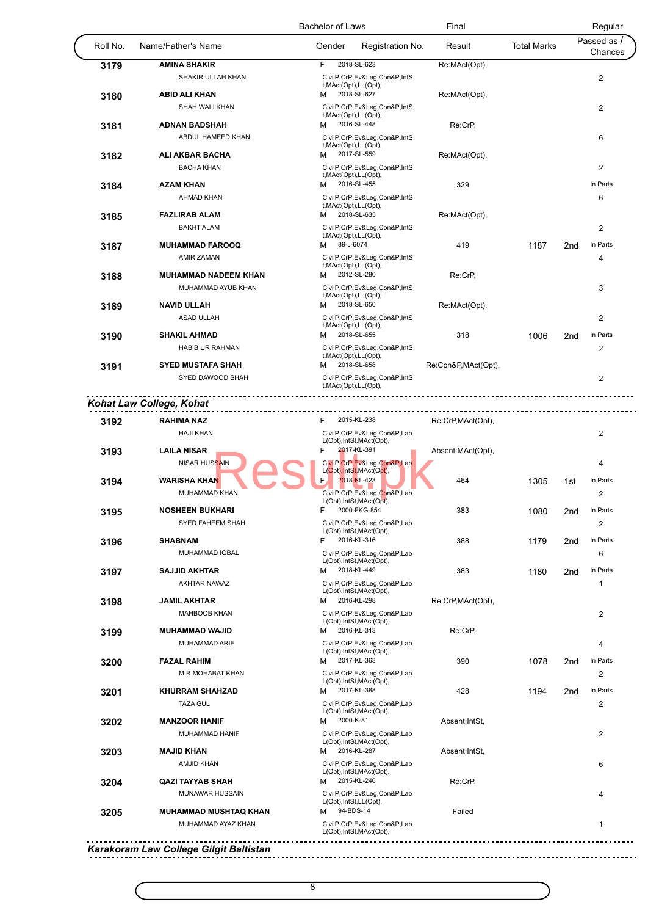| Roll No. | Name/Father's Name | Gender | Registration No. | Final Result | Total Marks | | Regular Passed as / Chances |
|---|---|---|---|---|---|---|---|
| 3179 | **AMINA SHAKIR** | F | 2018-SL-623 | Re:MAct(Opt), | | | |
| | SHAKIR ULLAH KHAN | CivilP,CrP,Ev&Leg,Con&P,IntSt,MAct(Opt),LL(Opt), | | | | | 2 |
| 3180 | **ABID ALI KHAN** | M | 2018-SL-627 | Re:MAct(Opt), | | | |
| | SHAH WALI KHAN | CivilP,CrP,Ev&Leg,Con&P,IntSt,MAct(Opt),LL(Opt), | | | | | 2 |
| 3181 | **ADNAN BADSHAH** | M | 2016-SL-448 | Re:CrP, | | | |
| | ABDUL HAMEED KHAN | CivilP,CrP,Ev&Leg,Con&P,IntSt,MAct(Opt),LL(Opt), | | | | | 6 |
| 3182 | **ALI AKBAR BACHA** | M | 2017-SL-559 | Re:MAct(Opt), | | | |
| | BACHA KHAN | CivilP,CrP,Ev&Leg,Con&P,IntSt,MAct(Opt),LL(Opt), | | | | | 2 |
| 3184 | **AZAM KHAN** | M | 2016-SL-455 | 329 | | | In Parts |
| | AHMAD KHAN | CivilP,CrP,Ev&Leg,Con&P,IntSt,MAct(Opt),LL(Opt), | | | | | 6 |
| 3185 | **FAZLIRAB ALAM** | M | 2018-SL-635 | Re:MAct(Opt), | | | |
| | BAKHT ALAM | CivilP,CrP,Ev&Leg,Con&P,IntSt,MAct(Opt),LL(Opt), | | | | | 2 |
| 3187 | **MUHAMMAD FAROOQ** | M | 89-J-6074 | 419 | 1187 | 2nd | In Parts |
| | AMIR ZAMAN | CivilP,CrP,Ev&Leg,Con&P,IntSt,MAct(Opt),LL(Opt), | | | | | 4 |
| 3188 | **MUHAMMAD NADEEM KHAN** | M | 2012-SL-280 | Re:CrP, | | | |
| | MUHAMMAD AYUB KHAN | CivilP,CrP,Ev&Leg,Con&P,IntSt,MAct(Opt),LL(Opt), | | | | | 3 |
| 3189 | **NAVID ULLAH** | M | 2018-SL-650 | Re:MAct(Opt), | | | |
| | ASAD ULLAH | CivilP,CrP,Ev&Leg,Con&P,IntSt,MAct(Opt),LL(Opt), | | | | | 2 |
| 3190 | **SHAKIL AHMAD** | M | 2018-SL-655 | 318 | 1006 | 2nd | In Parts |
| | HABIB UR RAHMAN | CivilP,CrP,Ev&Leg,Con&P,IntSt,MAct(Opt),LL(Opt), | | | | | 2 |
| 3191 | **SYED MUSTAFA SHAH** | M | 2018-SL-658 | Re:Con&P,MAct(Opt), | | | |
| | SYED DAWOOD SHAH | CivilP,CrP,Ev&Leg,Con&P,IntSt,MAct(Opt),LL(Opt), | | | | | 2 |

***Kohat Law College, Kohat***

| Roll No. | Name/Father's Name | Gender | Registration No. | Final Result | Total Marks | | Regular Passed as / Chances |
|---|---|---|---|---|---|---|---|
| 3192 | **RAHIMA NAZ** | F | 2015-KL-238 | Re:CrP,MAct(Opt), | | | |
| | HAJI KHAN | CivilP,CrP,Ev&Leg,Con&P,LabL(Opt),IntSt,MAct(Opt), | | | | | 2 |
| 3193 | **LAILA NISAR** | F | 2017-KL-391 | Absent:MAct(Opt), | | | |
| | NISAR HUSSAIN | CivilP,CrP,Ev&Leg,Con&P,LabL(Opt),IntSt,MAct(Opt), | | | | | 4 |
| 3194 | **WARISHA KHAN** | F | 2018-KL-423 | 464 | 1305 | 1st | In Parts |
| | MUHAMMAD KHAN | CivilP,CrP,Ev&Leg,Con&P,LabL(Opt),IntSt,MAct(Opt), | | | | | 2 |
| 3195 | **NOSHEEN BUKHARI** | F | 2000-FKG-854 | 383 | 1080 | 2nd | In Parts |
| | SYED FAHEEM SHAH | CivilP,CrP,Ev&Leg,Con&P,LabL(Opt),IntSt,MAct(Opt), | | | | | 2 |
| 3196 | **SHABNAM** | F | 2016-KL-316 | 388 | 1179 | 2nd | In Parts |
| | MUHAMMAD IQBAL | CivilP,CrP,Ev&Leg,Con&P,LabL(Opt),IntSt,MAct(Opt), | | | | | 6 |
| 3197 | **SAJJID AKHTAR** | M | 2018-KL-449 | 383 | 1180 | 2nd | In Parts |
| | AKHTAR NAWAZ | CivilP,CrP,Ev&Leg,Con&P,LabL(Opt),IntSt,MAct(Opt), | | | | | 1 |
| 3198 | **JAMIL AKHTAR** | M | 2016-KL-298 | Re:CrP,MAct(Opt), | | | |
| | MAHBOOB KHAN | CivilP,CrP,Ev&Leg,Con&P,LabL(Opt),IntSt,MAct(Opt), | | | | | 2 |
| 3199 | **MUHAMMAD WAJID** | M | 2016-KL-313 | Re:CrP, | | | |
| | MUHAMMAD ARIF | CivilP,CrP,Ev&Leg,Con&P,LabL(Opt),IntSt,MAct(Opt), | | | | | 4 |
| 3200 | **FAZAL RAHIM** | M | 2017-KL-363 | 390 | 1078 | 2nd | In Parts |
| | MIR MOHABAT KHAN | CivilP,CrP,Ev&Leg,Con&P,LabL(Opt),IntSt,MAct(Opt), | | | | | 2 |
| 3201 | **KHURRAM SHAHZAD** | M | 2017-KL-388 | 428 | 1194 | 2nd | In Parts |
| | TAZA GUL | CivilP,CrP,Ev&Leg,Con&P,LabL(Opt),IntSt,MAct(Opt), | | | | | 2 |
| 3202 | **MANZOOR HANIF** | M | 2000-K-81 | Absent:IntSt, | | | |
| | MUHAMMAD HANIF | CivilP,CrP,Ev&Leg,Con&P,LabL(Opt),IntSt,MAct(Opt), | | | | | 2 |
| 3203 | **MAJID KHAN** | M | 2016-KL-287 | Absent:IntSt, | | | |
| | AMJID KHAN | CivilP,CrP,Ev&Leg,Con&P,LabL(Opt),IntSt,MAct(Opt), | | | | | 6 |
| 3204 | **QAZI TAYYAB SHAH** | M | 2015-KL-246 | Re:CrP, | | | |
| | MUNAWAR HUSSAIN | CivilP,CrP,Ev&Leg,Con&P,LabL(Opt),IntSt,LL(Opt), | | | | | 4 |
| 3205 | **MUHAMMAD MUSHTAQ KHAN** | M | 94-BDS-14 | Failed | | | |
| | MUHAMMAD AYAZ KHAN | CivilP,CrP,Ev&Leg,Con&P,LabL(Opt),IntSt,MAct(Opt), | | | | | 1 |

***Karakoram Law College Gilgit Baltistan***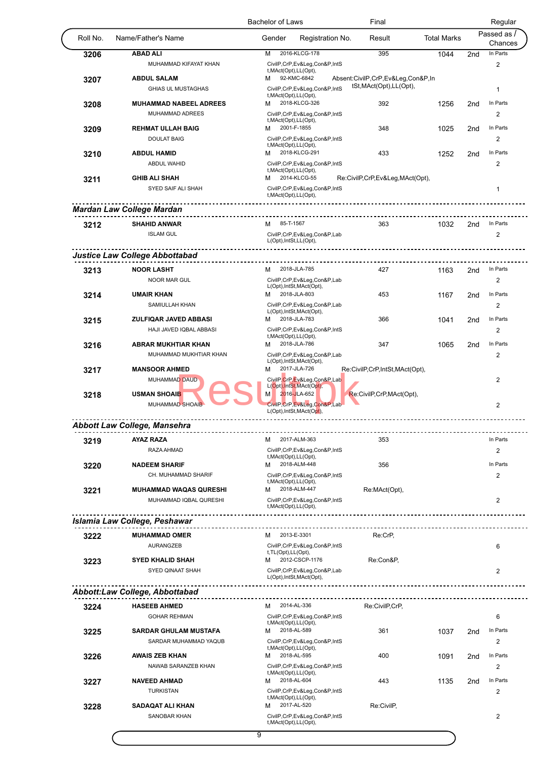Bachelor of Laws — Final — Regular

| Roll No. | Name/Father's Name | Gender | Registration No. | Result | Total Marks | | Passed as / Chances |
|---|---|---|---|---|---|---|---|
| 3206 | ABAD ALI<br>MUHAMMAD KIFAYAT KHAN | M | 2016-KLCG-178<br>CivilP,CrP,Ev&Leg,Con&P,IntSt,MAct(Opt),LL(Opt), | 395 | 1044 | 2nd | In Parts<br>2 |
| 3207 | ABDUL SALAM<br>GHIAS UL MUSTAGHAS | M | 92-KMC-6842<br>CivilP,CrP,Ev&Leg,Con&P,IntSt,MAct(Opt),LL(Opt), | Absent:CivilP,CrP,Ev&Leg,Con&P,IntSt,MAct(Opt),LL(Opt), | | | 1 |
| 3208 | MUHAMMAD NABEEL ADREES<br>MUHAMMAD ADREES | M | 2018-KLCG-326<br>CivilP,CrP,Ev&Leg,Con&P,IntSt,MAct(Opt),LL(Opt), | 392 | 1256 | 2nd | In Parts<br>2 |
| 3209 | REHMAT ULLAH BAIG<br>DOULAT BAIG | M | 2001-F-1855<br>CivilP,CrP,Ev&Leg,Con&P,IntSt,MAct(Opt),LL(Opt), | 348 | 1025 | 2nd | In Parts<br>2 |
| 3210 | ABDUL HAMID<br>ABDUL WAHID | M | 2018-KLCG-291<br>CivilP,CrP,Ev&Leg,Con&P,IntSt,MAct(Opt),LL(Opt), | 433 | 1252 | 2nd | In Parts<br>2 |
| 3211 | GHIB ALI SHAH<br>SYED SAIF ALI SHAH | M | 2014-KLCG-55<br>CivilP,CrP,Ev&Leg,Con&P,IntSt,MAct(Opt),LL(Opt), | Re:CivilP,CrP,Ev&Leg,MAct(Opt), | | | 1 |

***Mardan Law College Mardan***

| Roll No. | Name/Father's Name | Gender | Registration No. | Result | Total Marks | | Passed as / Chances |
|---|---|---|---|---|---|---|---|
| 3212 | SHAHID ANWAR<br>ISLAM GUL | M | 85-T-1567<br>CivilP,CrP,Ev&Leg,Con&P,LabL(Opt),IntSt,LL(Opt), | 363 | 1032 | 2nd | In Parts<br>2 |

***Justice Law College Abbottabad***

| Roll No. | Name/Father's Name | Gender | Registration No. | Result | Total Marks | | Passed as / Chances |
|---|---|---|---|---|---|---|---|
| 3213 | NOOR LASHT<br>NOOR MAR GUL | M | 2018-JLA-785<br>CivilP,CrP,Ev&Leg,Con&P,LabL(Opt),IntSt,MAct(Opt), | 427 | 1163 | 2nd | In Parts<br>2 |
| 3214 | UMAIR KHAN<br>SAMIULLAH KHAN | M | 2018-JLA-803<br>CivilP,CrP,Ev&Leg,Con&P,LabL(Opt),IntSt,MAct(Opt), | 453 | 1167 | 2nd | In Parts<br>2 |
| 3215 | ZULFIQAR JAVED ABBASI<br>HAJI JAVED IQBAL ABBASI | M | 2018-JLA-783<br>CivilP,CrP,Ev&Leg,Con&P,IntSt,MAct(Opt),LL(Opt), | 366 | 1041 | 2nd | In Parts<br>2 |
| 3216 | ABRAR MUKHTIAR KHAN<br>MUHAMMAD MUKHTIAR KHAN | M | 2018-JLA-786<br>CivilP,CrP,Ev&Leg,Con&P,LabL(Opt),IntSt,MAct(Opt), | 347 | 1065 | 2nd | In Parts<br>2 |
| 3217 | MANSOOR AHMED<br>MUHAMMAD DAUD | M | 2017-JLA-726<br>CivilP,CrP,Ev&Leg,Con&P,LabL(Opt),IntSt,MAct(Opt), | Re:CivilP,CrP,IntSt,MAct(Opt), | | | 2 |
| 3218 | USMAN SHOAIB<br>MUHAMMAD SHOAIB | M | 2016-JLA-652<br>CivilP,CrP,Ev&Leg,Con&P,LabL(Opt),IntSt,MAct(Opt), | Re:CivilP,CrP,MAct(Opt), | | | 2 |

***Abbott Law College, Mansehra***

| Roll No. | Name/Father's Name | Gender | Registration No. | Result | Total Marks | | Passed as / Chances |
|---|---|---|---|---|---|---|---|
| 3219 | AYAZ RAZA<br>RAZA AHMAD | M | 2017-ALM-363<br>CivilP,CrP,Ev&Leg,Con&P,IntSt,MAct(Opt),LL(Opt), | 353 | | | In Parts<br>2 |
| 3220 | NADEEM SHARIF<br>CH. MUHAMMAD SHARIF | M | 2018-ALM-448<br>CivilP,CrP,Ev&Leg,Con&P,IntSt,MAct(Opt),LL(Opt), | 356 | | | In Parts<br>2 |
| 3221 | MUHAMMAD WAQAS QURESHI<br>MUHAMMAD IQBAL QURESHI | M | 2018-ALM-447<br>CivilP,CrP,Ev&Leg,Con&P,IntSt,MAct(Opt),LL(Opt), | Re:MAct(Opt), | | | 2 |

***Islamia Law College, Peshawar***

| Roll No. | Name/Father's Name | Gender | Registration No. | Result | Total Marks | | Passed as / Chances |
|---|---|---|---|---|---|---|---|
| 3222 | MUHAMMAD OMER<br>AURANGZEB | M | 2013-E-3301<br>CivilP,CrP,Ev&Leg,Con&P,IntSt,TL(Opt),LL(Opt), | Re:CrP, | | | 6 |
| 3223 | SYED KHALID SHAH<br>SYED QINAAT SHAH | M | 2012-CSCP-1176<br>CivilP,CrP,Ev&Leg,Con&P,LabL(Opt),IntSt,MAct(Opt), | Re:Con&P, | | | 2 |

***Abbott:Law College, Abbottabad***

| Roll No. | Name/Father's Name | Gender | Registration No. | Result | Total Marks | | Passed as / Chances |
|---|---|---|---|---|---|---|---|
| 3224 | HASEEB AHMED<br>GOHAR REHMAN | M | 2014-AL-336<br>CivilP,CrP,Ev&Leg,Con&P,IntSt,MAct(Opt),LL(Opt), | Re:CivilP,CrP, | | | 6 |
| 3225 | SARDAR GHULAM MUSTAFA<br>SARDAR MUHAMMAD YAQUB | M | 2018-AL-589<br>CivilP,CrP,Ev&Leg,Con&P,IntSt,MAct(Opt),LL(Opt), | 361 | 1037 | 2nd | In Parts<br>2 |
| 3226 | AWAIS ZEB KHAN<br>NAWAB SARANZEB KHAN | M | 2018-AL-595<br>CivilP,CrP,Ev&Leg,Con&P,IntSt,MAct(Opt),LL(Opt), | 400 | 1091 | 2nd | In Parts<br>2 |
| 3227 | NAVEED AHMAD<br>TURKISTAN | M | 2018-AL-604<br>CivilP,CrP,Ev&Leg,Con&P,IntSt,MAct(Opt),LL(Opt), | 443 | 1135 | 2nd | In Parts<br>2 |
| 3228 | SADAQAT ALI KHAN<br>SANOBAR KHAN | M | 2017-AL-520<br>CivilP,CrP,Ev&Leg,Con&P,IntSt,MAct(Opt),LL(Opt), | Re:CivilP, | | | 2 |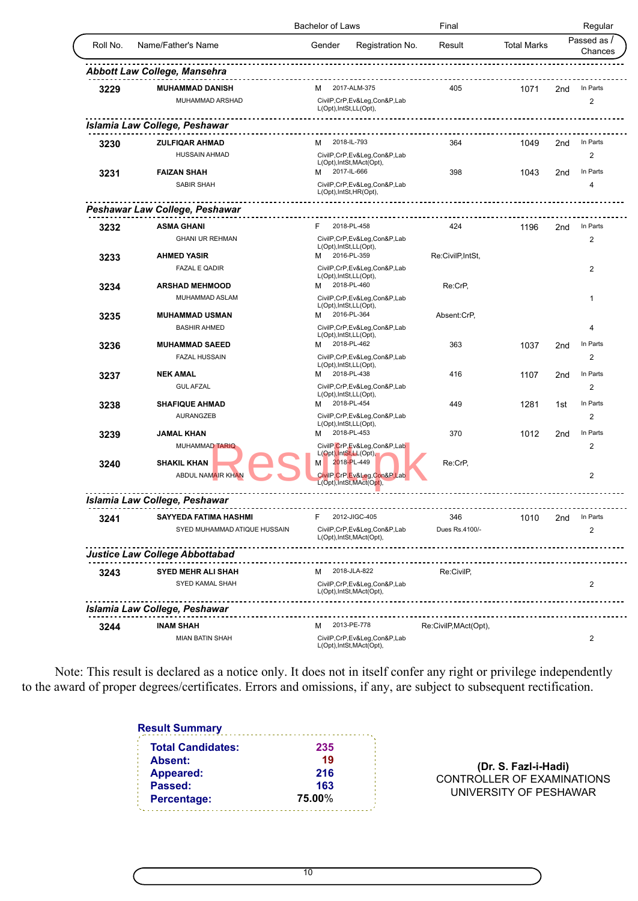| Roll No. | Name/Father's Name | Gender | Registration No. | Final Result | Total Marks | | Regular Passed as / Chances |
|---|---|---|---|---|---|---|---|
| ***Abbott Law College, Mansehra*** | | | | | | | |
| 3229 | **MUHAMMAD DANISH**<br>MUHAMMAD ARSHAD | M | 2017-ALM-375<br>CivilP,CrP,Ev&Leg,Con&P,Lab L(Opt),IntSt,LL(Opt), | 405 | 1071 | 2nd | In Parts<br>2 |
| ***Islamia Law College, Peshawar*** | | | | | | | |
| 3230 | **ZULFIQAR AHMAD**<br>HUSSAIN AHMAD | M | 2018-IL-793<br>CivilP,CrP,Ev&Leg,Con&P,Lab L(Opt),IntSt,MAct(Opt), | 364 | 1049 | 2nd | In Parts<br>2 |
| 3231 | **FAIZAN SHAH**<br>SABIR SHAH | M | 2017-IL-666<br>CivilP,CrP,Ev&Leg,Con&P,Lab L(Opt),IntSt,HR(Opt), | 398 | 1043 | 2nd | In Parts<br>4 |
| ***Peshawar Law College, Peshawar*** | | | | | | | |
| 3232 | **ASMA GHANI**<br>GHANI UR REHMAN | F | 2018-PL-458<br>CivilP,CrP,Ev&Leg,Con&P,Lab L(Opt),IntSt,LL(Opt), | 424 | 1196 | 2nd | In Parts<br>2 |
| 3233 | **AHMED YASIR**<br>FAZAL E QADIR | M | 2016-PL-359<br>CivilP,CrP,Ev&Leg,Con&P,Lab L(Opt),IntSt,LL(Opt), | Re:CivilP,IntSt, | | | 2 |
| 3234 | **ARSHAD MEHMOOD**<br>MUHAMMAD ASLAM | M | 2018-PL-460<br>CivilP,CrP,Ev&Leg,Con&P,Lab L(Opt),IntSt,LL(Opt), | Re:CrP, | | | 1 |
| 3235 | **MUHAMMAD USMAN**<br>BASHIR AHMED | M | 2016-PL-364<br>CivilP,CrP,Ev&Leg,Con&P,Lab L(Opt),IntSt,LL(Opt), | Absent:CrP, | | | 4 |
| 3236 | **MUHAMMAD SAEED**<br>FAZAL HUSSAIN | M | 2018-PL-462<br>CivilP,CrP,Ev&Leg,Con&P,Lab L(Opt),IntSt,LL(Opt), | 363 | 1037 | 2nd | In Parts<br>2 |
| 3237 | **NEK AMAL**<br>GUL AFZAL | M | 2018-PL-438<br>CivilP,CrP,Ev&Leg,Con&P,Lab L(Opt),IntSt,LL(Opt), | 416 | 1107 | 2nd | In Parts<br>2 |
| 3238 | **SHAFIQUE AHMAD**<br>AURANGZEB | M | 2018-PL-454<br>CivilP,CrP,Ev&Leg,Con&P,Lab L(Opt),IntSt,LL(Opt), | 449 | 1281 | 1st | In Parts<br>2 |
| 3239 | **JAMAL KHAN**<br>MUHAMMAD TARIQ | M | 2018-PL-453<br>CivilP,CrP,Ev&Leg,Con&P,Lab L(Opt),IntSt,LL(Opt), | 370 | 1012 | 2nd | In Parts<br>2 |
| 3240 | **SHAKIL KHAN**<br>ABDUL NAMAIR KHAN | M | 2018-PL-449<br>CivilP,CrP,Ev&Leg,Con&P,Lab L(Opt),IntSt,MAct(Opt), | Re:CrP, | | | 2 |
| ***Islamia Law College, Peshawar*** | | | | | | | |
| 3241 | **SAYYEDA FATIMA HASHMI**<br>SYED MUHAMMAD ATIQUE HUSSAIN | F | 2012-JIGC-405<br>CivilP,CrP,Ev&Leg,Con&P,Lab L(Opt),IntSt,MAct(Opt), | 346<br>Dues Rs.4100/- | 1010 | 2nd | In Parts<br>2 |
| ***Justice Law College Abbottabad*** | | | | | | | |
| 3243 | **SYED MEHR ALI SHAH**<br>SYED KAMAL SHAH | M | 2018-JLA-822<br>CivilP,CrP,Ev&Leg,Con&P,Lab L(Opt),IntSt,MAct(Opt), | Re:CivilP, | | | 2 |
| ***Islamia Law College, Peshawar*** | | | | | | | |
| 3244 | **INAM SHAH**<br>MIAN BATIN SHAH | M | 2013-PE-778<br>CivilP,CrP,Ev&Leg,Con&P,Lab L(Opt),IntSt,MAct(Opt), | Re:CivilP,MAct(Opt), | | | 2 |

Note: This result is declared as a notice only. It does not in itself confer any right or privilege independently to the award of proper degrees/certificates. Errors and omissions, if any, are subject to subsequent rectification.

**Result Summary**

| | |
|---|---|
| **Total Candidates:** | **235** |
| **Absent:** | **19** |
| **Appeared:** | **216** |
| **Passed:** | **163** |
| **Percentage:** | **75.00%** |

**(Dr. S. Fazl-i-Hadi)**
CONTROLLER OF EXAMINATIONS
UNIVERSITY OF PESHAWAR